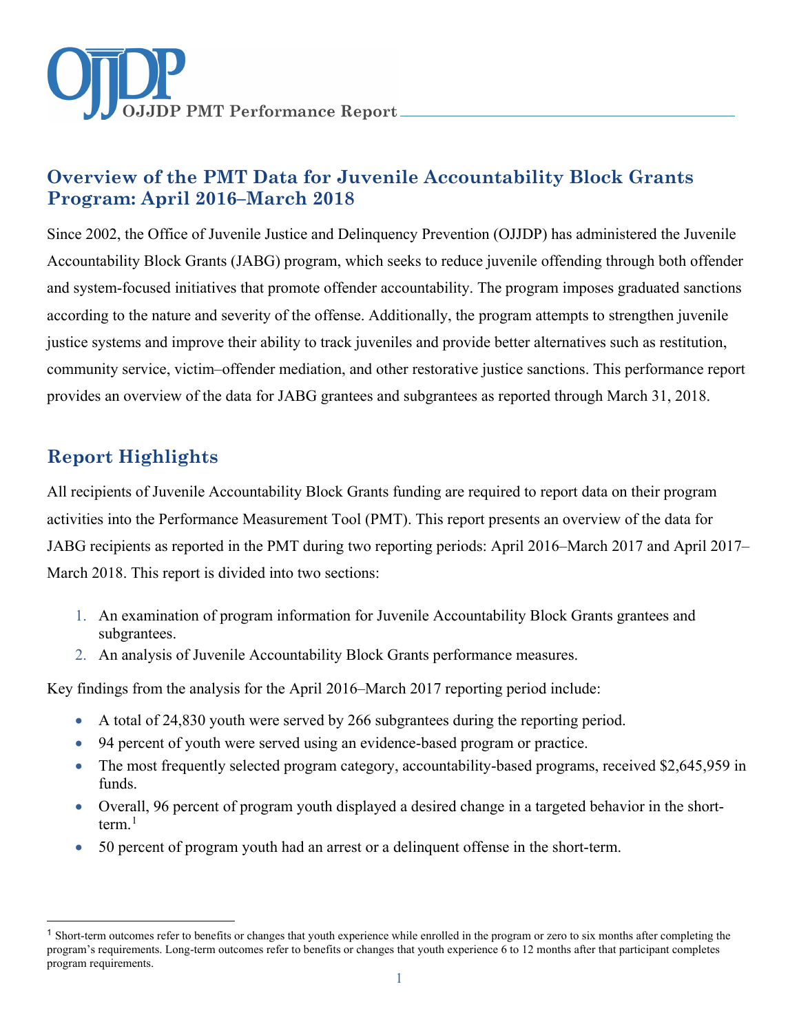# Overview of the PMT Data for Juvenile Accountability Block Grants Program: April 2016–March 2018

Since 2002, the Office of Juvenile Justice and Delinquency Prevention (OJJDP) has administered the Juvenile Accountability Block Grants (JABG) program, which seeks to reduce juvenile offending through both offender and system-focused initiatives that promote offender accountability. The program imposes graduated sanctions according to the nature and severity of the offense. Additionally, the program attempts to strengthen juvenile justice systems and improve their ability to track juveniles and provide better alternatives such as restitution, community service, victim–offender mediation, and other restorative justice sanctions. This performance report provides an overview of the data for JABG grantees and subgrantees as reported through March 31, 2018.

## Report Highlights

All recipients of Juvenile Accountability Block Grants funding are required to report data on their program activities into the Performance Measurement Tool (PMT). This report presents an overview of the data for JABG recipients as reported in the PMT during two reporting periods: April 2016–March 2017 and April 2017–March 2018. This report is divided into two sections:

1. An examination of program information for Juvenile Accountability Block Grants grantees and subgrantees.
2. An analysis of Juvenile Accountability Block Grants performance measures.

Key findings from the analysis for the April 2016–March 2017 reporting period include:

- A total of 24,830 youth were served by 266 subgrantees during the reporting period.
- 94 percent of youth were served using an evidence-based program or practice.
- The most frequently selected program category, accountability-based programs, received $2,645,959 in funds.
- Overall, 96 percent of program youth displayed a desired change in a targeted behavior in the short-term.[1]
- 50 percent of program youth had an arrest or a delinquent offense in the short-term.

[1] Short-term outcomes refer to benefits or changes that youth experience while enrolled in the program or zero to six months after completing the program's requirements. Long-term outcomes refer to benefits or changes that youth experience 6 to 12 months after that participant completes program requirements.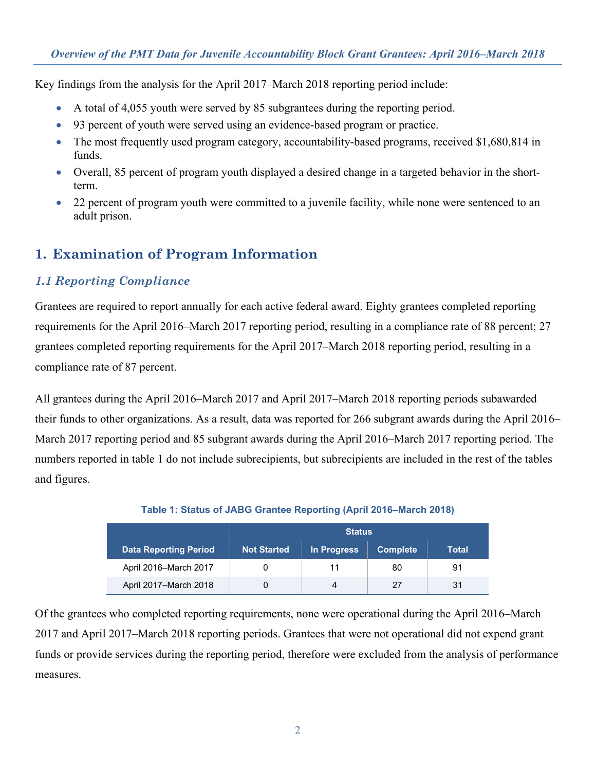Key findings from the analysis for the April 2017–March 2018 reporting period include:

- A total of 4,055 youth were served by 85 subgrantees during the reporting period.
- 93 percent of youth were served using an evidence-based program or practice.
- The most frequently used program category, accountability-based programs, received $1,680,814 in funds.
- Overall, 85 percent of program youth displayed a desired change in a targeted behavior in the short-term.
- 22 percent of program youth were committed to a juvenile facility, while none were sentenced to an adult prison.

# 1. Examination of Program Information

## *1.1 Reporting Compliance*

Grantees are required to report annually for each active federal award. Eighty grantees completed reporting requirements for the April 2016–March 2017 reporting period, resulting in a compliance rate of 88 percent; 27 grantees completed reporting requirements for the April 2017–March 2018 reporting period, resulting in a compliance rate of 87 percent.

All grantees during the April 2016–March 2017 and April 2017–March 2018 reporting periods subawarded their funds to other organizations. As a result, data was reported for 266 subgrant awards during the April 2016–March 2017 reporting period and 85 subgrant awards during the April 2016–March 2017 reporting period. The numbers reported in table 1 do not include subrecipients, but subrecipients are included in the rest of the tables and figures.

**Table 1: Status of JABG Grantee Reporting (April 2016–March 2018)**

| Data Reporting Period | Status | | | |
|---|---|---|---|---|
| | Not Started | In Progress | Complete | Total |
| April 2016–March 2017 | 0 | 11 | 80 | 91 |
| April 2017–March 2018 | 0 | 4 | 27 | 31 |

Of the grantees who completed reporting requirements, none were operational during the April 2016–March 2017 and April 2017–March 2018 reporting periods. Grantees that were not operational did not expend grant funds or provide services during the reporting period, therefore were excluded from the analysis of performance measures.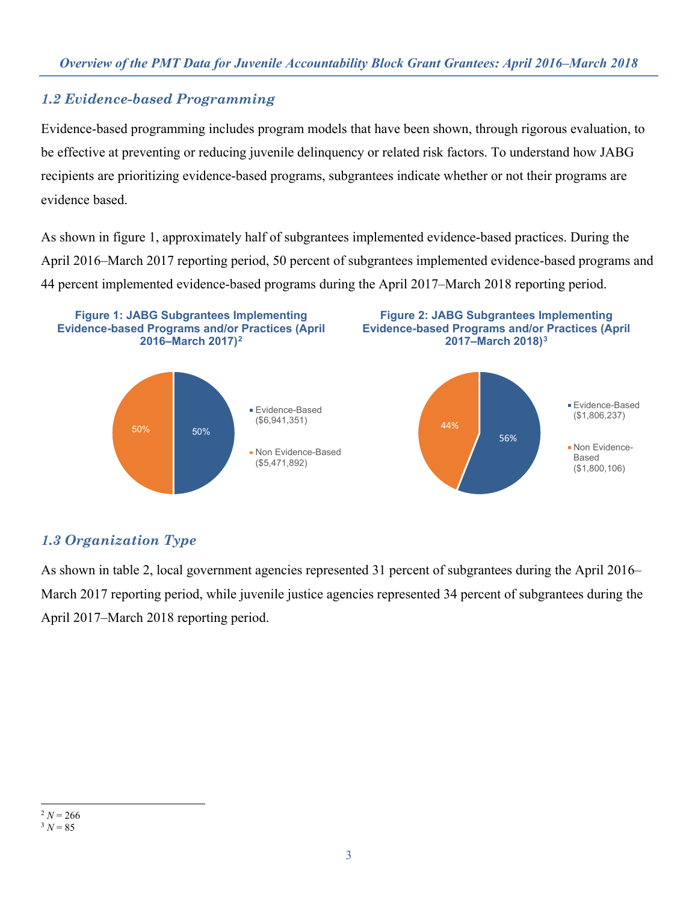## 1.2 Evidence-based Programming

Evidence-based programming includes program models that have been shown, through rigorous evaluation, to be effective at preventing or reducing juvenile delinquency or related risk factors. To understand how JABG recipients are prioritizing evidence-based programs, subgrantees indicate whether or not their programs are evidence based.

As shown in figure 1, approximately half of subgrantees implemented evidence-based practices. During the April 2016–March 2017 reporting period, 50 percent of subgrantees implemented evidence-based programs and 44 percent implemented evidence-based programs during the April 2017–March 2018 reporting period.

**Figure 1: JABG Subgrantees Implementing Evidence-based Programs and/or Practices (April 2016–March 2017)[2]**

- Evidence-Based ($6,941,351): 50%
- Non Evidence-Based ($5,471,892): 50%

**Figure 2: JABG Subgrantees Implementing Evidence-based Programs and/or Practices (April 2017–March 2018)[3]**

- Evidence-Based ($1,806,237): 56%
- Non Evidence-Based ($1,800,106): 44%

## 1.3 Organization Type

As shown in table 2, local government agencies represented 31 percent of subgrantees during the April 2016–March 2017 reporting period, while juvenile justice agencies represented 34 percent of subgrantees during the April 2017–March 2018 reporting period.

---

[2] *N* = 266

[3] *N* = 85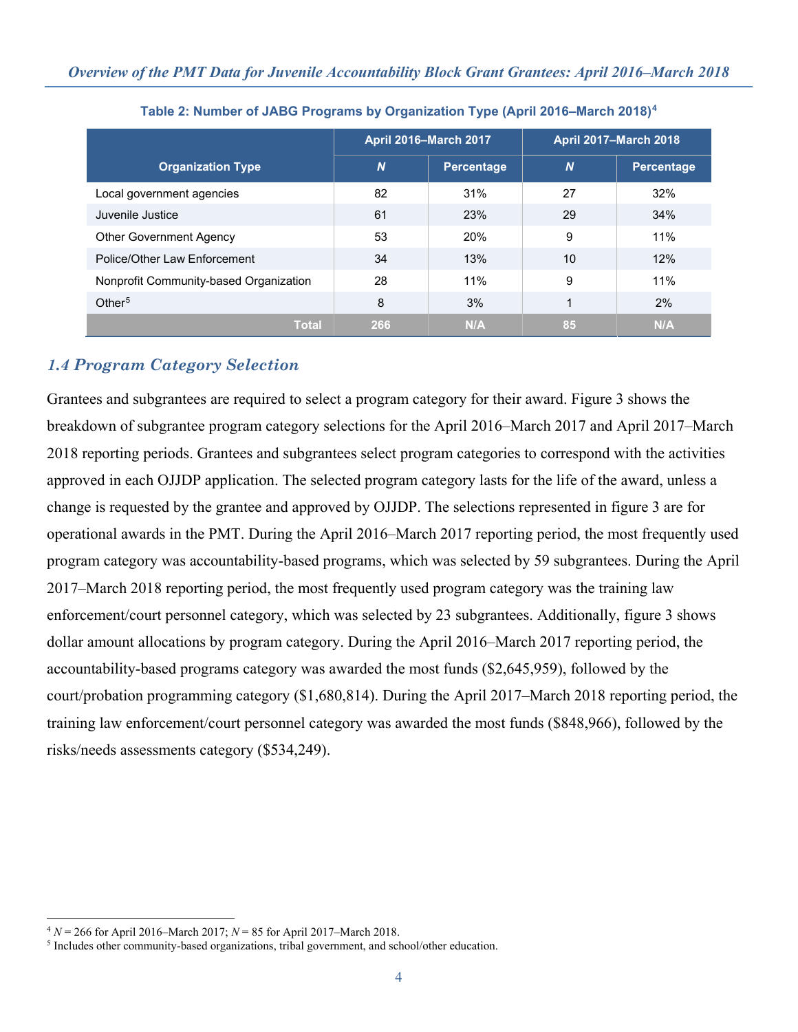**Table 2: Number of JABG Programs by Organization Type (April 2016–March 2018)[4]**

| Organization Type | April 2016–March 2017 | | April 2017–March 2018 | |
|---|---|---|---|---|
| | *N* | Percentage | *N* | Percentage |
| Local government agencies | 82 | 31% | 27 | 32% |
| Juvenile Justice | 61 | 23% | 29 | 34% |
| Other Government Agency | 53 | 20% | 9 | 11% |
| Police/Other Law Enforcement | 34 | 13% | 10 | 12% |
| Nonprofit Community-based Organization | 28 | 11% | 9 | 11% |
| Other[5] | 8 | 3% | 1 | 2% |
| **Total** | **266** | **N/A** | **85** | **N/A** |

## *1.4 Program Category Selection*

Grantees and subgrantees are required to select a program category for their award. Figure 3 shows the breakdown of subgrantee program category selections for the April 2016–March 2017 and April 2017–March 2018 reporting periods. Grantees and subgrantees select program categories to correspond with the activities approved in each OJJDP application. The selected program category lasts for the life of the award, unless a change is requested by the grantee and approved by OJJDP. The selections represented in figure 3 are for operational awards in the PMT. During the April 2016–March 2017 reporting period, the most frequently used program category was accountability-based programs, which was selected by 59 subgrantees. During the April 2017–March 2018 reporting period, the most frequently used program category was the training law enforcement/court personnel category, which was selected by 23 subgrantees. Additionally, figure 3 shows dollar amount allocations by program category. During the April 2016–March 2017 reporting period, the accountability-based programs category was awarded the most funds ($2,645,959), followed by the court/probation programming category ($1,680,814). During the April 2017–March 2018 reporting period, the training law enforcement/court personnel category was awarded the most funds ($848,966), followed by the risks/needs assessments category ($534,249).

---

[4] *N* = 266 for April 2016–March 2017; *N* = 85 for April 2017–March 2018.

[5] Includes other community-based organizations, tribal government, and school/other education.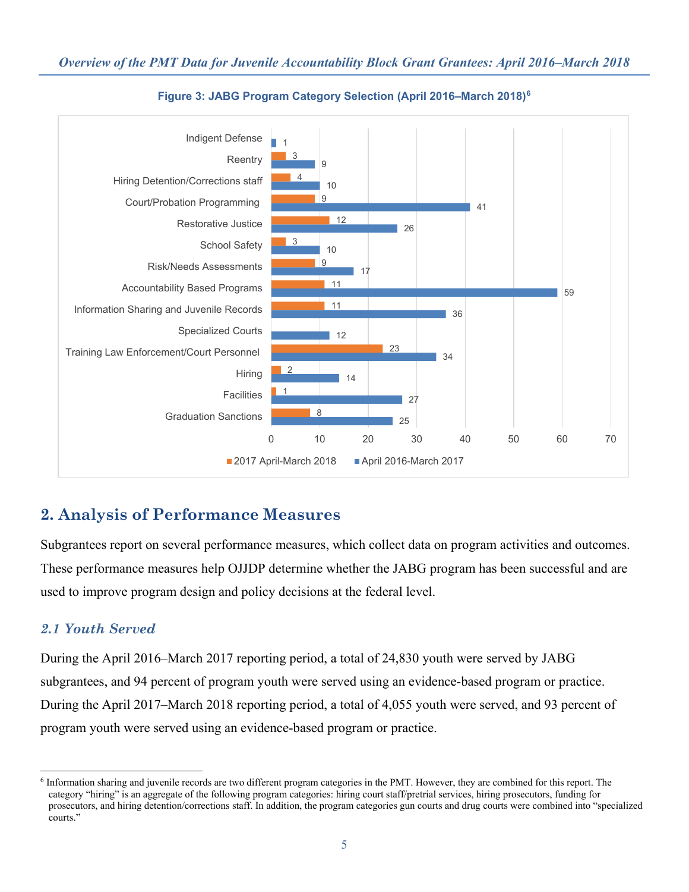**Figure 3: JABG Program Category Selection (April 2016–March 2018)**[6]

| Program Category | 2017 April-March 2018 | April 2016-March 2017 |
|---|---|---|
| Indigent Defense | | 1 |
| Reentry | 3 | 9 |
| Hiring Detention/Corrections staff | 4 | 10 |
| Court/Probation Programming | 9 | 41 |
| Restorative Justice | 12 | 26 |
| School Safety | 3 | 10 |
| Risk/Needs Assessments | 9 | 17 |
| Accountability Based Programs | 11 | 59 |
| Information Sharing and Juvenile Records | 11 | 36 |
| Specialized Courts | | 12 |
| Training Law Enforcement/Court Personnel | 23 | 34 |
| Hiring | 2 | 14 |
| Facilities | 1 | 27 |
| Graduation Sanctions | 8 | 25 |

## 2. Analysis of Performance Measures

Subgrantees report on several performance measures, which collect data on program activities and outcomes. These performance measures help OJJDP determine whether the JABG program has been successful and are used to improve program design and policy decisions at the federal level.

### *2.1 Youth Served*

During the April 2016–March 2017 reporting period, a total of 24,830 youth were served by JABG subgrantees, and 94 percent of program youth were served using an evidence-based program or practice. During the April 2017–March 2018 reporting period, a total of 4,055 youth were served, and 93 percent of program youth were served using an evidence-based program or practice.

---

[6] Information sharing and juvenile records are two different program categories in the PMT. However, they are combined for this report. The category "hiring" is an aggregate of the following program categories: hiring court staff/pretrial services, hiring prosecutors, funding for prosecutors, and hiring detention/corrections staff. In addition, the program categories gun courts and drug courts were combined into "specialized courts."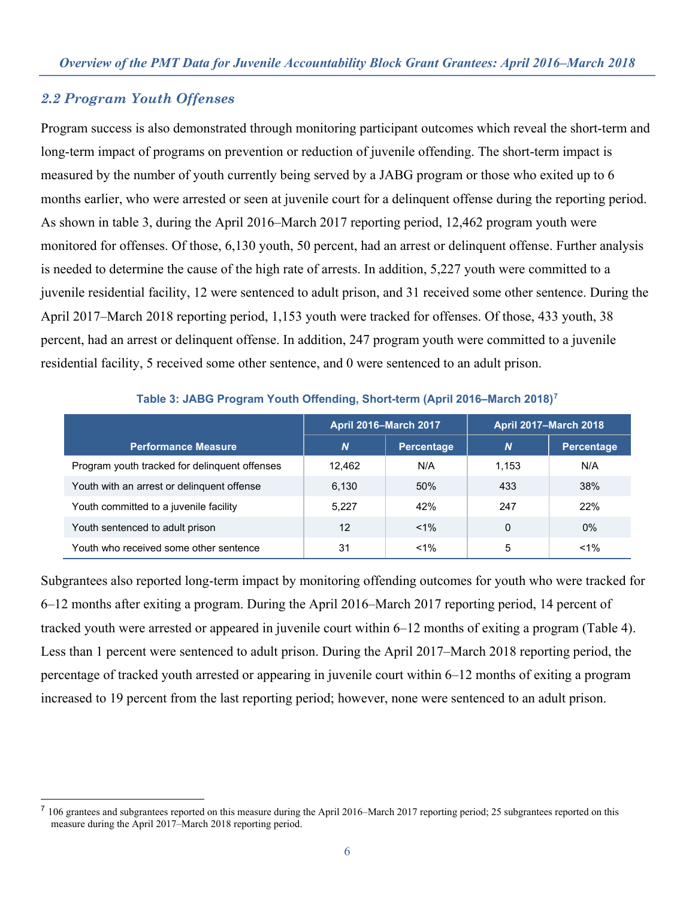## 2.2 Program Youth Offenses

Program success is also demonstrated through monitoring participant outcomes which reveal the short-term and long-term impact of programs on prevention or reduction of juvenile offending. The short-term impact is measured by the number of youth currently being served by a JABG program or those who exited up to 6 months earlier, who were arrested or seen at juvenile court for a delinquent offense during the reporting period. As shown in table 3, during the April 2016–March 2017 reporting period, 12,462 program youth were monitored for offenses. Of those, 6,130 youth, 50 percent, had an arrest or delinquent offense. Further analysis is needed to determine the cause of the high rate of arrests. In addition, 5,227 youth were committed to a juvenile residential facility, 12 were sentenced to adult prison, and 31 received some other sentence. During the April 2017–March 2018 reporting period, 1,153 youth were tracked for offenses. Of those, 433 youth, 38 percent, had an arrest or delinquent offense. In addition, 247 program youth were committed to a juvenile residential facility, 5 received some other sentence, and 0 were sentenced to an adult prison.

**Table 3: JABG Program Youth Offending, Short-term (April 2016–March 2018)[7]**

| Performance Measure | April 2016–March 2017 | | April 2017–March 2018 | |
|---|---|---|---|---|
| | *N* | Percentage | *N* | Percentage |
| Program youth tracked for delinquent offenses | 12,462 | N/A | 1,153 | N/A |
| Youth with an arrest or delinquent offense | 6,130 | 50% | 433 | 38% |
| Youth committed to a juvenile facility | 5,227 | 42% | 247 | 22% |
| Youth sentenced to adult prison | 12 | <1% | 0 | 0% |
| Youth who received some other sentence | 31 | <1% | 5 | <1% |

Subgrantees also reported long-term impact by monitoring offending outcomes for youth who were tracked for 6–12 months after exiting a program. During the April 2016–March 2017 reporting period, 14 percent of tracked youth were arrested or appeared in juvenile court within 6–12 months of exiting a program (Table 4). Less than 1 percent were sentenced to adult prison. During the April 2017–March 2018 reporting period, the percentage of tracked youth arrested or appearing in juvenile court within 6–12 months of exiting a program increased to 19 percent from the last reporting period; however, none were sentenced to an adult prison.

[7] 106 grantees and subgrantees reported on this measure during the April 2016–March 2017 reporting period; 25 subgrantees reported on this measure during the April 2017–March 2018 reporting period.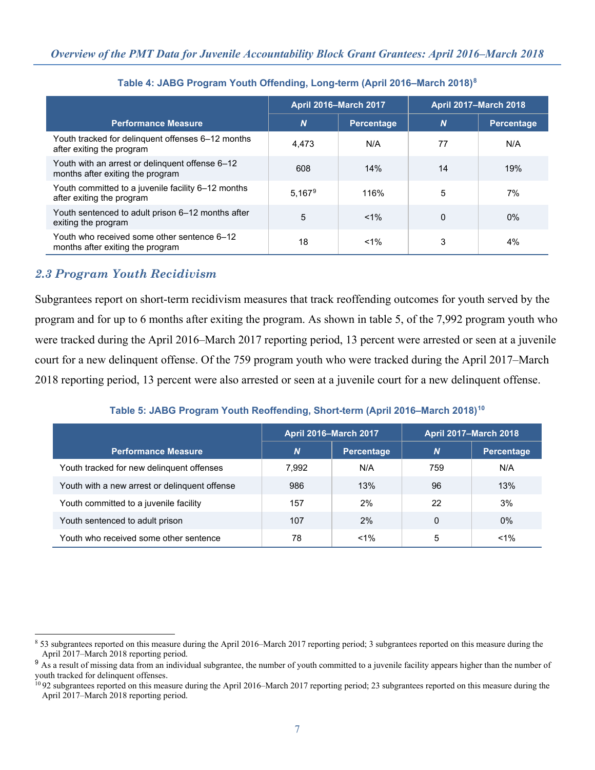**Table 4: JABG Program Youth Offending, Long-term (April 2016–March 2018)[8]**

| Performance Measure | April 2016–March 2017 | | April 2017–March 2018 | |
|---|---|---|---|---|
| | *N* | Percentage | *N* | Percentage |
| Youth tracked for delinquent offenses 6–12 months after exiting the program | 4,473 | N/A | 77 | N/A |
| Youth with an arrest or delinquent offense 6–12 months after exiting the program | 608 | 14% | 14 | 19% |
| Youth committed to a juvenile facility 6–12 months after exiting the program | 5,167[9] | 116% | 5 | 7% |
| Youth sentenced to adult prison 6–12 months after exiting the program | 5 | <1% | 0 | 0% |
| Youth who received some other sentence 6–12 months after exiting the program | 18 | <1% | 3 | 4% |

## *2.3 Program Youth Recidivism*

Subgrantees report on short-term recidivism measures that track reoffending outcomes for youth served by the program and for up to 6 months after exiting the program. As shown in table 5, of the 7,992 program youth who were tracked during the April 2016–March 2017 reporting period, 13 percent were arrested or seen at a juvenile court for a new delinquent offense. Of the 759 program youth who were tracked during the April 2017–March 2018 reporting period, 13 percent were also arrested or seen at a juvenile court for a new delinquent offense.

**Table 5: JABG Program Youth Reoffending, Short-term (April 2016–March 2018)[10]**

| Performance Measure | April 2016–March 2017 | | April 2017–March 2018 | |
|---|---|---|---|---|
| | *N* | Percentage | *N* | Percentage |
| Youth tracked for new delinquent offenses | 7,992 | N/A | 759 | N/A |
| Youth with a new arrest or delinquent offense | 986 | 13% | 96 | 13% |
| Youth committed to a juvenile facility | 157 | 2% | 22 | 3% |
| Youth sentenced to adult prison | 107 | 2% | 0 | 0% |
| Youth who received some other sentence | 78 | <1% | 5 | <1% |

---

[8] 53 subgrantees reported on this measure during the April 2016–March 2017 reporting period; 3 subgrantees reported on this measure during the April 2017–March 2018 reporting period.

[9] As a result of missing data from an individual subgrantee, the number of youth committed to a juvenile facility appears higher than the number of youth tracked for delinquent offenses.

[10] 92 subgrantees reported on this measure during the April 2016–March 2017 reporting period; 23 subgrantees reported on this measure during the April 2017–March 2018 reporting period.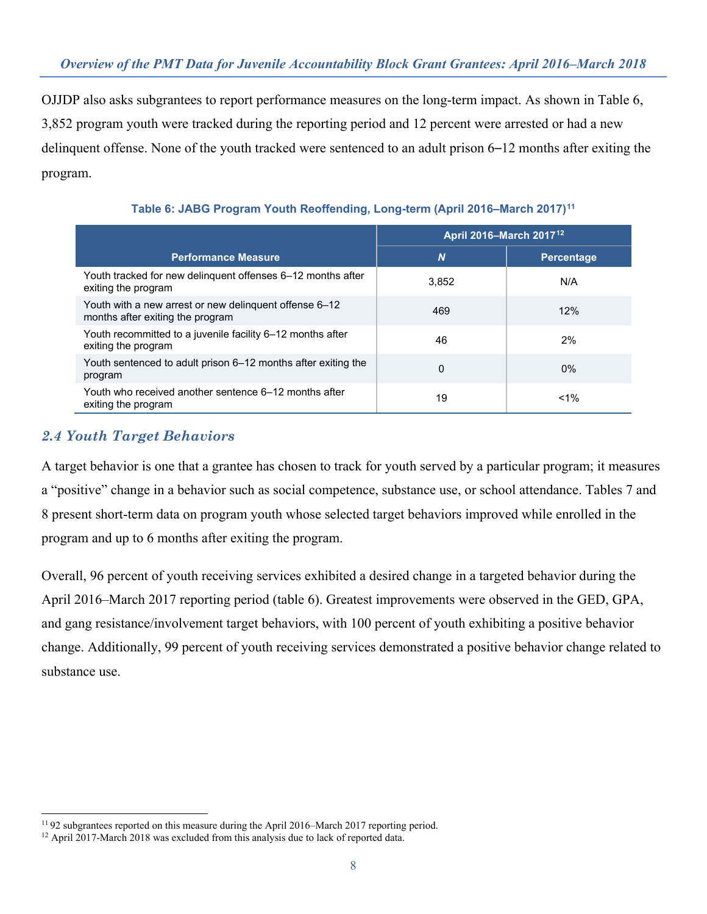OJJDP also asks subgrantees to report performance measures on the long-term impact. As shown in Table 6, 3,852 program youth were tracked during the reporting period and 12 percent were arrested or had a new delinquent offense. None of the youth tracked were sentenced to an adult prison 6–12 months after exiting the program.

**Table 6: JABG Program Youth Reoffending, Long-term (April 2016–March 2017)[11]**

| Performance Measure | April 2016–March 2017[12] | |
|---|---|---|
| | *N* | Percentage |
| Youth tracked for new delinquent offenses 6–12 months after exiting the program | 3,852 | N/A |
| Youth with a new arrest or new delinquent offense 6–12 months after exiting the program | 469 | 12% |
| Youth recommitted to a juvenile facility 6–12 months after exiting the program | 46 | 2% |
| Youth sentenced to adult prison 6–12 months after exiting the program | 0 | 0% |
| Youth who received another sentence 6–12 months after exiting the program | 19 | <1% |

## *2.4 Youth Target Behaviors*

A target behavior is one that a grantee has chosen to track for youth served by a particular program; it measures a "positive" change in a behavior such as social competence, substance use, or school attendance. Tables 7 and 8 present short-term data on program youth whose selected target behaviors improved while enrolled in the program and up to 6 months after exiting the program.

Overall, 96 percent of youth receiving services exhibited a desired change in a targeted behavior during the April 2016–March 2017 reporting period (table 6). Greatest improvements were observed in the GED, GPA, and gang resistance/involvement target behaviors, with 100 percent of youth exhibiting a positive behavior change. Additionally, 99 percent of youth receiving services demonstrated a positive behavior change related to substance use.

---

[11] 92 subgrantees reported on this measure during the April 2016–March 2017 reporting period.

[12] April 2017-March 2018 was excluded from this analysis due to lack of reported data.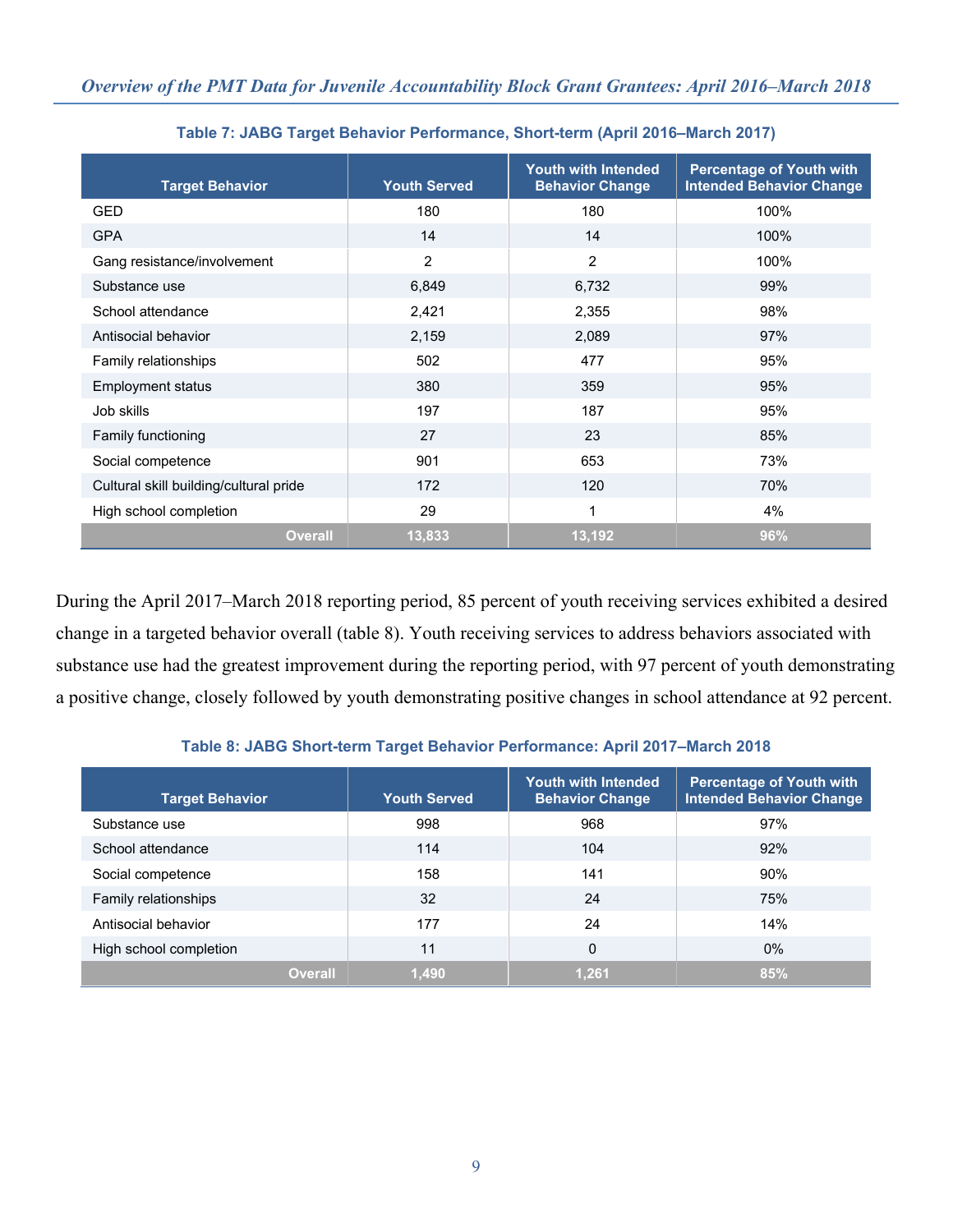**Table 7: JABG Target Behavior Performance, Short-term (April 2016–March 2017)**

| Target Behavior | Youth Served | Youth with Intended Behavior Change | Percentage of Youth with Intended Behavior Change |
|---|---|---|---|
| GED | 180 | 180 | 100% |
| GPA | 14 | 14 | 100% |
| Gang resistance/involvement | 2 | 2 | 100% |
| Substance use | 6,849 | 6,732 | 99% |
| School attendance | 2,421 | 2,355 | 98% |
| Antisocial behavior | 2,159 | 2,089 | 97% |
| Family relationships | 502 | 477 | 95% |
| Employment status | 380 | 359 | 95% |
| Job skills | 197 | 187 | 95% |
| Family functioning | 27 | 23 | 85% |
| Social competence | 901 | 653 | 73% |
| Cultural skill building/cultural pride | 172 | 120 | 70% |
| High school completion | 29 | 1 | 4% |
| **Overall** | **13,833** | **13,192** | **96%** |

During the April 2017–March 2018 reporting period, 85 percent of youth receiving services exhibited a desired change in a targeted behavior overall (table 8). Youth receiving services to address behaviors associated with substance use had the greatest improvement during the reporting period, with 97 percent of youth demonstrating a positive change, closely followed by youth demonstrating positive changes in school attendance at 92 percent.

**Table 8: JABG Short-term Target Behavior Performance: April 2017–March 2018**

| Target Behavior | Youth Served | Youth with Intended Behavior Change | Percentage of Youth with Intended Behavior Change |
|---|---|---|---|
| Substance use | 998 | 968 | 97% |
| School attendance | 114 | 104 | 92% |
| Social competence | 158 | 141 | 90% |
| Family relationships | 32 | 24 | 75% |
| Antisocial behavior | 177 | 24 | 14% |
| High school completion | 11 | 0 | 0% |
| **Overall** | **1,490** | **1,261** | **85%** |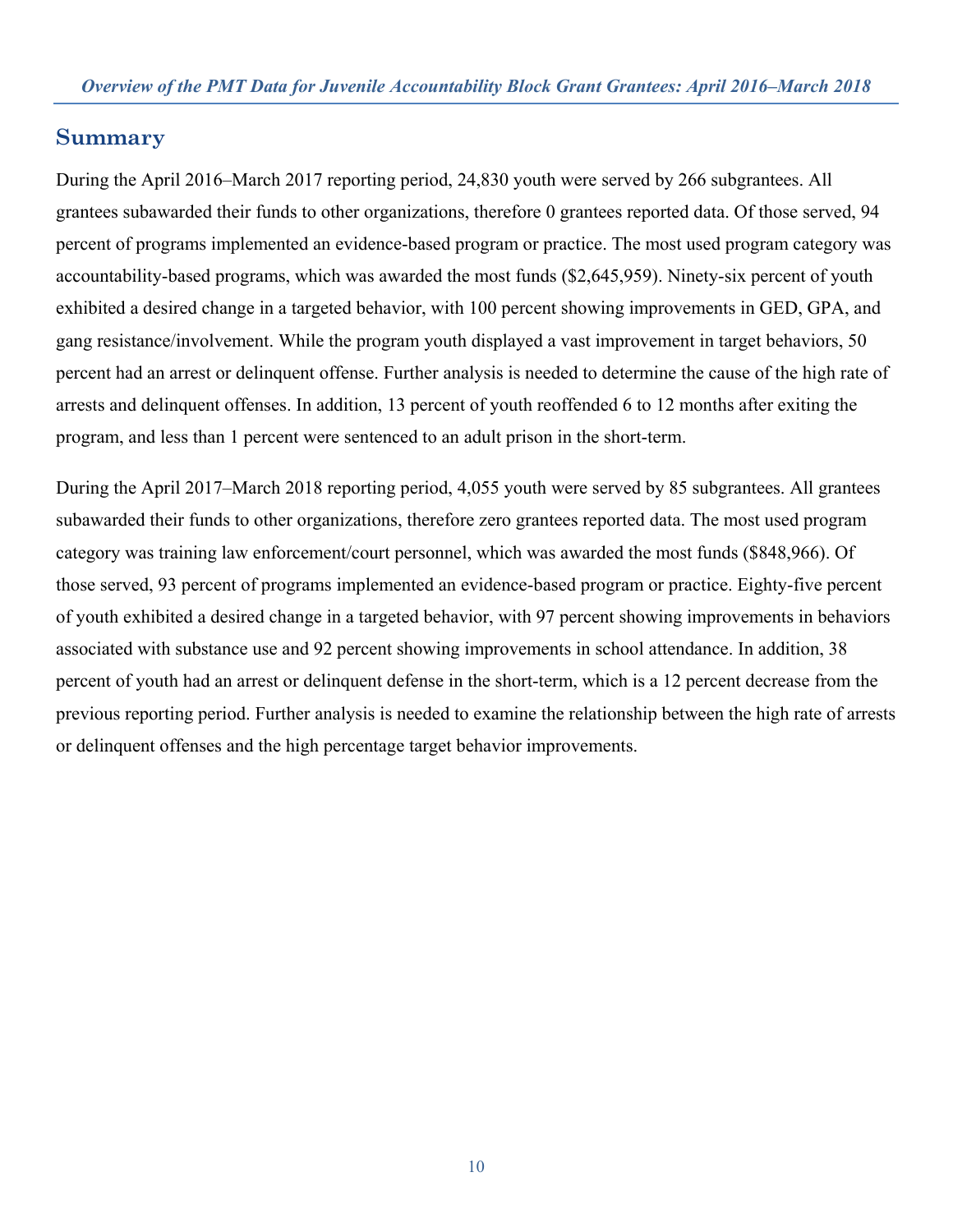## Summary

During the April 2016–March 2017 reporting period, 24,830 youth were served by 266 subgrantees. All grantees subawarded their funds to other organizations, therefore 0 grantees reported data. Of those served, 94 percent of programs implemented an evidence-based program or practice. The most used program category was accountability-based programs, which was awarded the most funds ($2,645,959). Ninety-six percent of youth exhibited a desired change in a targeted behavior, with 100 percent showing improvements in GED, GPA, and gang resistance/involvement. While the program youth displayed a vast improvement in target behaviors, 50 percent had an arrest or delinquent offense. Further analysis is needed to determine the cause of the high rate of arrests and delinquent offenses. In addition, 13 percent of youth reoffended 6 to 12 months after exiting the program, and less than 1 percent were sentenced to an adult prison in the short-term.

During the April 2017–March 2018 reporting period, 4,055 youth were served by 85 subgrantees. All grantees subawarded their funds to other organizations, therefore zero grantees reported data. The most used program category was training law enforcement/court personnel, which was awarded the most funds ($848,966). Of those served, 93 percent of programs implemented an evidence-based program or practice. Eighty-five percent of youth exhibited a desired change in a targeted behavior, with 97 percent showing improvements in behaviors associated with substance use and 92 percent showing improvements in school attendance. In addition, 38 percent of youth had an arrest or delinquent defense in the short-term, which is a 12 percent decrease from the previous reporting period. Further analysis is needed to examine the relationship between the high rate of arrests or delinquent offenses and the high percentage target behavior improvements.